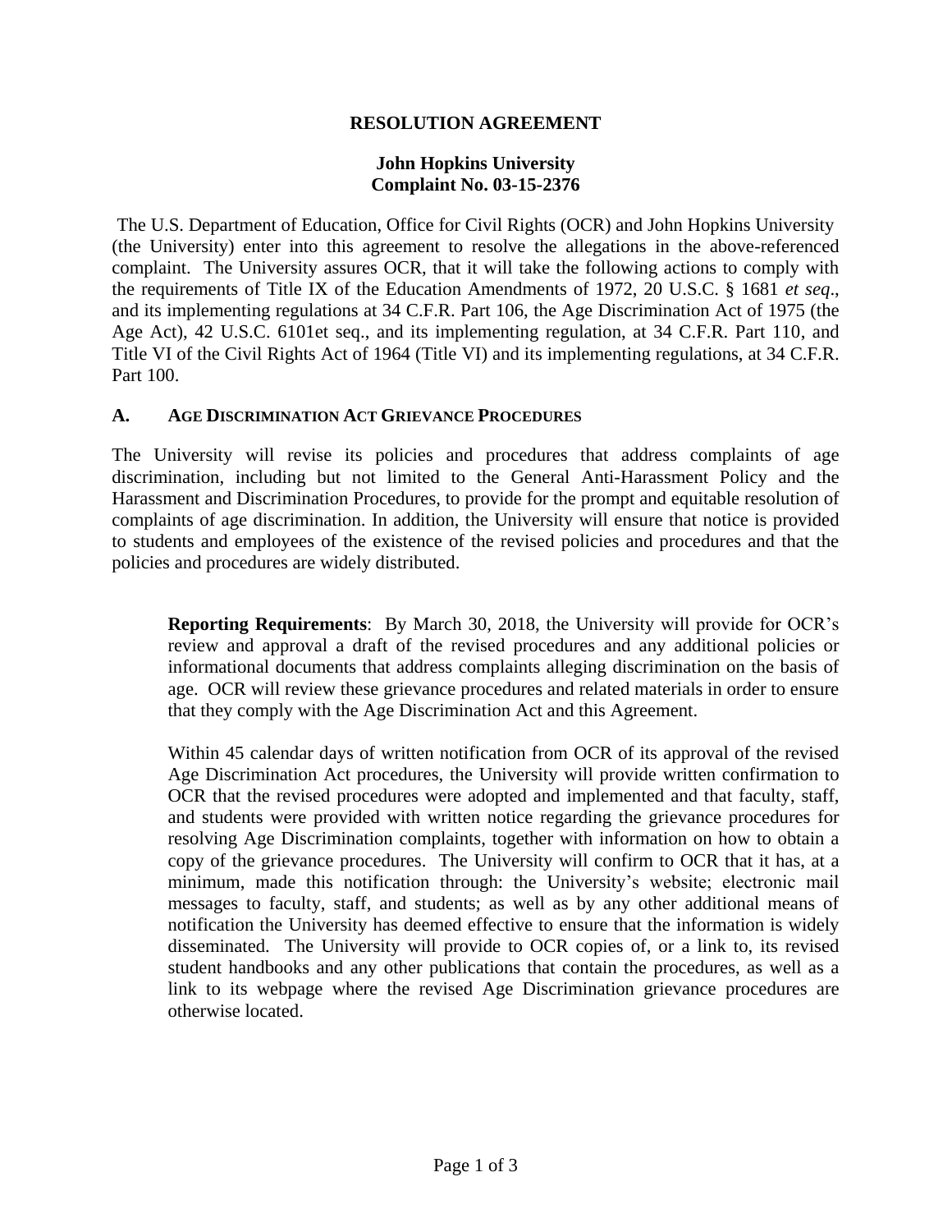# RESOLUTION AGREEMENT

**John Hopkins University**
**Complaint No. 03-15-2376**

The U.S. Department of Education, Office for Civil Rights (OCR) and John Hopkins University (the University) enter into this agreement to resolve the allegations in the above-referenced complaint. The University assures OCR, that it will take the following actions to comply with the requirements of Title IX of the Education Amendments of 1972, 20 U.S.C. § 1681 *et seq*., and its implementing regulations at 34 C.F.R. Part 106, the Age Discrimination Act of 1975 (the Age Act), 42 U.S.C. 6101et seq., and its implementing regulation, at 34 C.F.R. Part 110, and Title VI of the Civil Rights Act of 1964 (Title VI) and its implementing regulations, at 34 C.F.R. Part 100.

## A. AGE DISCRIMINATION ACT GRIEVANCE PROCEDURES

The University will revise its policies and procedures that address complaints of age discrimination, including but not limited to the General Anti-Harassment Policy and the Harassment and Discrimination Procedures, to provide for the prompt and equitable resolution of complaints of age discrimination. In addition, the University will ensure that notice is provided to students and employees of the existence of the revised policies and procedures and that the policies and procedures are widely distributed.

> **Reporting Requirements**: By March 30, 2018, the University will provide for OCR's review and approval a draft of the revised procedures and any additional policies or informational documents that address complaints alleging discrimination on the basis of age. OCR will review these grievance procedures and related materials in order to ensure that they comply with the Age Discrimination Act and this Agreement.
>
> Within 45 calendar days of written notification from OCR of its approval of the revised Age Discrimination Act procedures, the University will provide written confirmation to OCR that the revised procedures were adopted and implemented and that faculty, staff, and students were provided with written notice regarding the grievance procedures for resolving Age Discrimination complaints, together with information on how to obtain a copy of the grievance procedures. The University will confirm to OCR that it has, at a minimum, made this notification through: the University's website; electronic mail messages to faculty, staff, and students; as well as by any other additional means of notification the University has deemed effective to ensure that the information is widely disseminated. The University will provide to OCR copies of, or a link to, its revised student handbooks and any other publications that contain the procedures, as well as a link to its webpage where the revised Age Discrimination grievance procedures are otherwise located.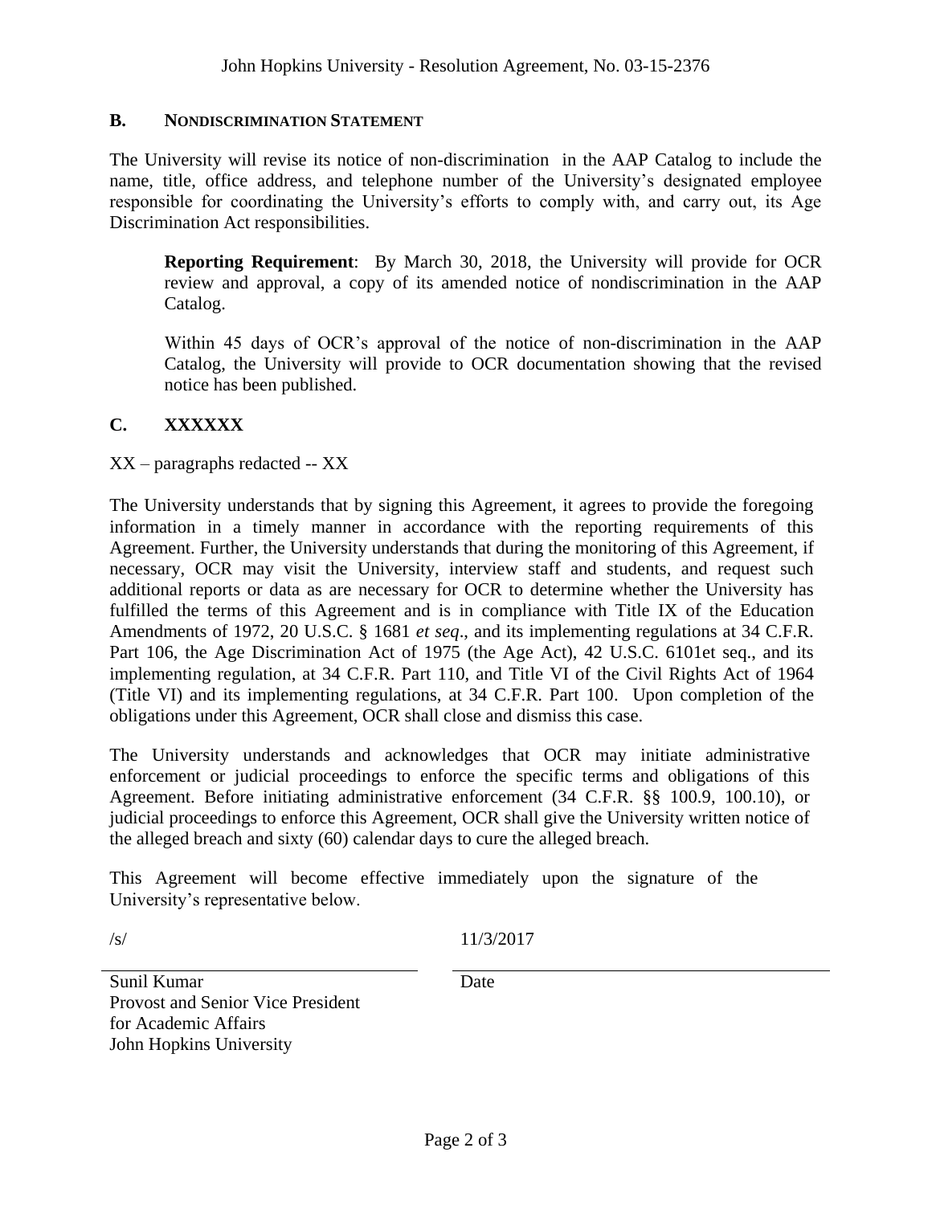### B. NONDISCRIMINATION STATEMENT

The University will revise its notice of non-discrimination in the AAP Catalog to include the name, title, office address, and telephone number of the University's designated employee responsible for coordinating the University's efforts to comply with, and carry out, its Age Discrimination Act responsibilities.

> **Reporting Requirement**: By March 30, 2018, the University will provide for OCR review and approval, a copy of its amended notice of nondiscrimination in the AAP Catalog.
>
> Within 45 days of OCR's approval of the notice of non-discrimination in the AAP Catalog, the University will provide to OCR documentation showing that the revised notice has been published.

### C. XXXXXX

XX – paragraphs redacted -- XX

The University understands that by signing this Agreement, it agrees to provide the foregoing information in a timely manner in accordance with the reporting requirements of this Agreement. Further, the University understands that during the monitoring of this Agreement, if necessary, OCR may visit the University, interview staff and students, and request such additional reports or data as are necessary for OCR to determine whether the University has fulfilled the terms of this Agreement and is in compliance with Title IX of the Education Amendments of 1972, 20 U.S.C. § 1681 *et seq*., and its implementing regulations at 34 C.F.R. Part 106, the Age Discrimination Act of 1975 (the Age Act), 42 U.S.C. 6101et seq., and its implementing regulation, at 34 C.F.R. Part 110, and Title VI of the Civil Rights Act of 1964 (Title VI) and its implementing regulations, at 34 C.F.R. Part 100. Upon completion of the obligations under this Agreement, OCR shall close and dismiss this case.

The University understands and acknowledges that OCR may initiate administrative enforcement or judicial proceedings to enforce the specific terms and obligations of this Agreement. Before initiating administrative enforcement (34 C.F.R. §§ 100.9, 100.10), or judicial proceedings to enforce this Agreement, OCR shall give the University written notice of the alleged breach and sixty (60) calendar days to cure the alleged breach.

This Agreement will become effective immediately upon the signature of the University's representative below.

/s/ 11/3/2017

Sunil Kumar
Provost and Senior Vice President
for Academic Affairs
John Hopkins University

Date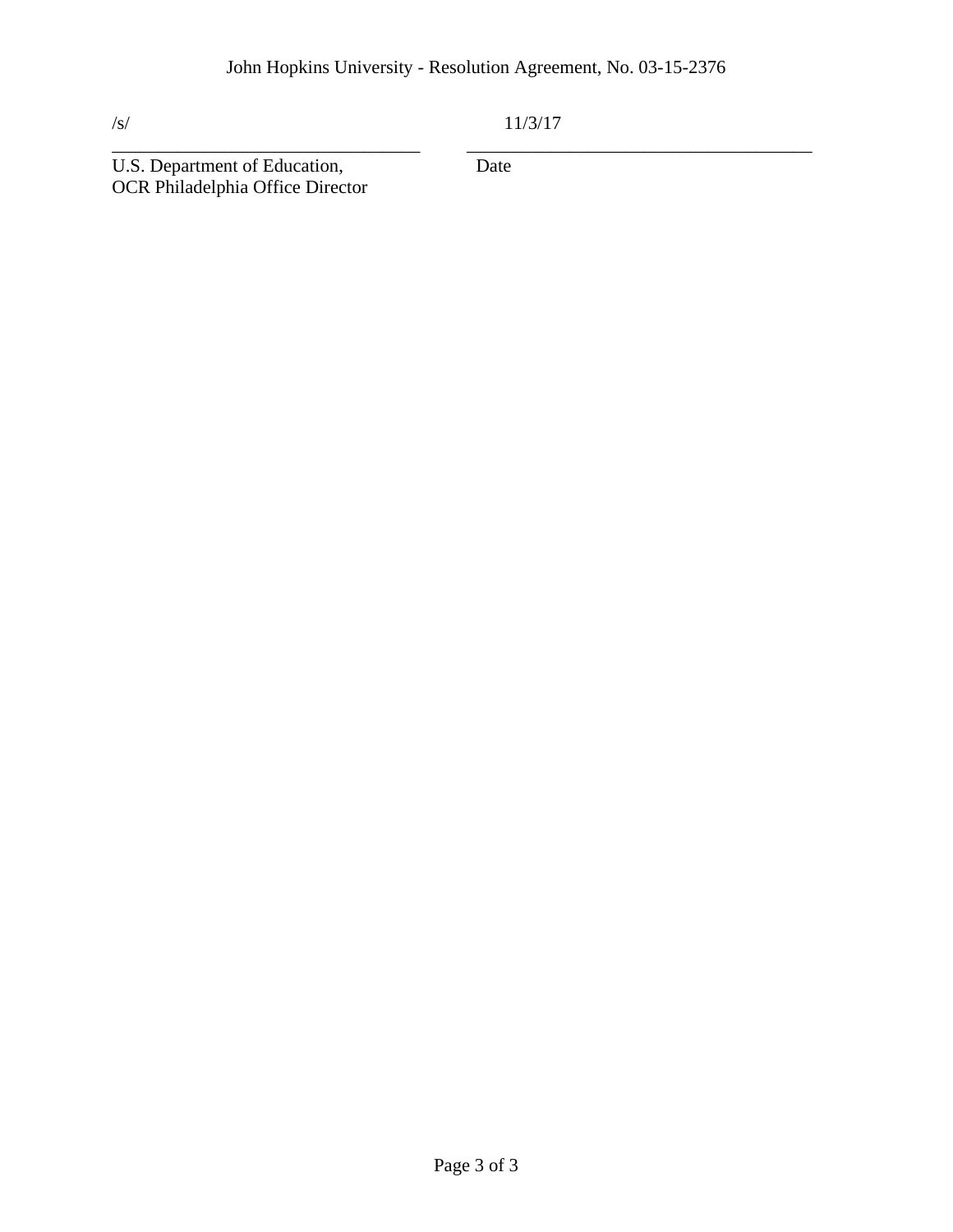/s/ 11/3/17

\_\_\_\_\_\_\_\_\_\_\_\_\_\_\_\_\_\_\_\_\_\_\_\_\_\_\_\_\_\_\_\_\_\_ \_\_\_\_\_\_\_\_\_\_\_\_\_\_\_\_\_\_\_\_\_\_\_\_\_\_\_\_\_\_\_\_\_\_\_\_\_\_

U.S. Department of Education,
OCR Philadelphia Office Director

Date